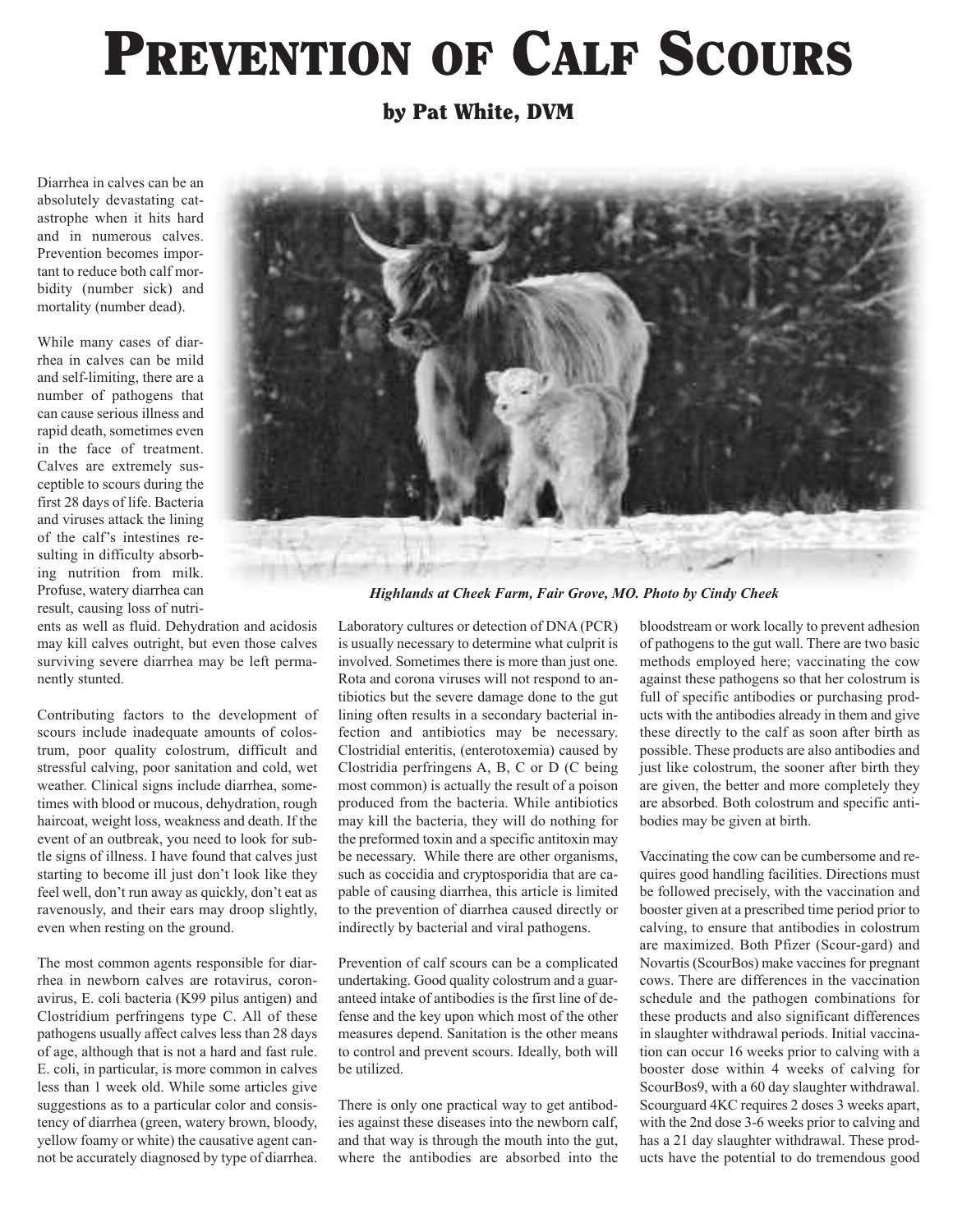# Prevention of Calf Scours

### by Pat White, DVM

Diarrhea in calves can be an absolutely devastating catastrophe when it hits hard and in numerous calves. Prevention becomes important to reduce both calf morbidity (number sick) and mortality (number dead).

While many cases of diarrhea in calves can be mild and self-limiting, there are a number of pathogens that can cause serious illness and rapid death, sometimes even in the face of treatment. Calves are extremely susceptible to scours during the first 28 days of life. Bacteria and viruses attack the lining of the calf's intestines resulting in difficulty absorbing nutrition from milk. Profuse, watery diarrhea can result, causing loss of nutrients as well as fluid. Dehydration and acidosis may kill calves outright, but even those calves surviving severe diarrhea may be left permanently stunted.

*Highlands at Cheek Farm, Fair Grove, MO. Photo by Cindy Cheek*

Contributing factors to the development of scours include inadequate amounts of colostrum, poor quality colostrum, difficult and stressful calving, poor sanitation and cold, wet weather. Clinical signs include diarrhea, sometimes with blood or mucous, dehydration, rough haircoat, weight loss, weakness and death. If the event of an outbreak, you need to look for subtle signs of illness. I have found that calves just starting to become ill just don't look like they feel well, don't run away as quickly, don't eat as ravenously, and their ears may droop slightly, even when resting on the ground.

The most common agents responsible for diarrhea in newborn calves are rotavirus, coronavirus, E. coli bacteria (K99 pilus antigen) and Clostridium perfringens type C. All of these pathogens usually affect calves less than 28 days of age, although that is not a hard and fast rule. E. coli, in particular, is more common in calves less than 1 week old. While some articles give suggestions as to a particular color and consistency of diarrhea (green, watery brown, bloody, yellow foamy or white) the causative agent cannot be accurately diagnosed by type of diarrhea. Laboratory cultures or detection of DNA (PCR) is usually necessary to determine what culprit is involved. Sometimes there is more than just one. Rota and corona viruses will not respond to antibiotics but the severe damage done to the gut lining often results in a secondary bacterial infection and antibiotics may be necessary. Clostridial enteritis, (enterotoxemia) caused by Clostridia perfringens A, B, C or D (C being most common) is actually the result of a poison produced from the bacteria. While antibiotics may kill the bacteria, they will do nothing for the preformed toxin and a specific antitoxin may be necessary. While there are other organisms, such as coccidia and cryptosporidia that are capable of causing diarrhea, this article is limited to the prevention of diarrhea caused directly or indirectly by bacterial and viral pathogens.

Prevention of calf scours can be a complicated undertaking. Good quality colostrum and a guaranteed intake of antibodies is the first line of defense and the key upon which most of the other measures depend. Sanitation is the other means to control and prevent scours. Ideally, both will be utilized.

There is only one practical way to get antibodies against these diseases into the newborn calf, and that way is through the mouth into the gut, where the antibodies are absorbed into the bloodstream or work locally to prevent adhesion of pathogens to the gut wall. There are two basic methods employed here; vaccinating the cow against these pathogens so that her colostrum is full of specific antibodies or purchasing products with the antibodies already in them and give these directly to the calf as soon after birth as possible. These products are also antibodies and just like colostrum, the sooner after birth they are given, the better and more completely they are absorbed. Both colostrum and specific antibodies may be given at birth.

Vaccinating the cow can be cumbersome and requires good handling facilities. Directions must be followed precisely, with the vaccination and booster given at a prescribed time period prior to calving, to ensure that antibodies in colostrum are maximized. Both Pfizer (Scour-gard) and Novartis (ScourBos) make vaccines for pregnant cows. There are differences in the vaccination schedule and the pathogen combinations for these products and also significant differences in slaughter withdrawal periods. Initial vaccination can occur 16 weeks prior to calving with a booster dose within 4 weeks of calving for ScourBos9, with a 60 day slaughter withdrawal. Scourguard 4KC requires 2 doses 3 weeks apart, with the 2nd dose 3-6 weeks prior to calving and has a 21 day slaughter withdrawal. These products have the potential to do tremendous good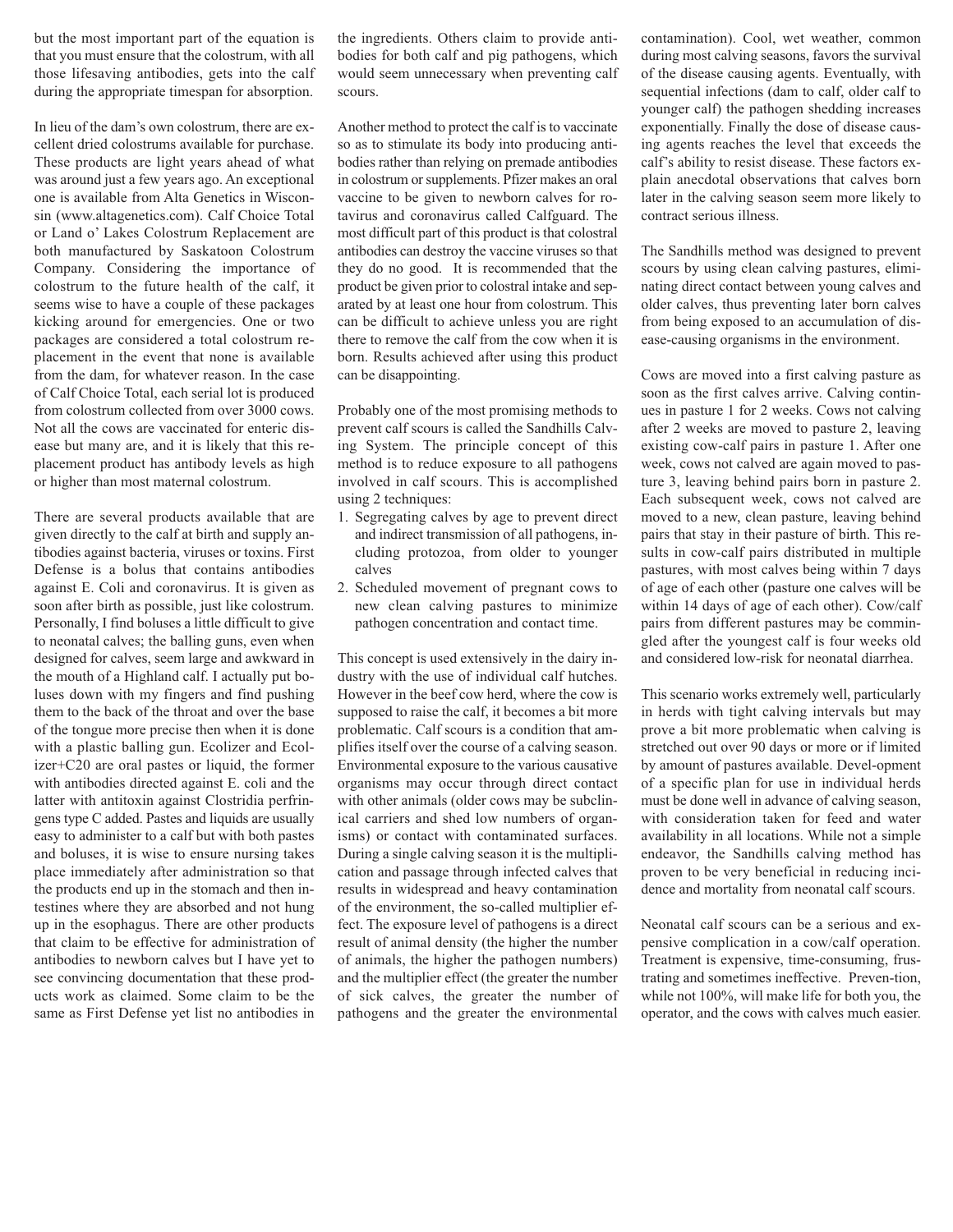but the most important part of the equation is that you must ensure that the colostrum, with all those lifesaving antibodies, gets into the calf during the appropriate timespan for absorption.

In lieu of the dam's own colostrum, there are excellent dried colostrums available for purchase. These products are light years ahead of what was around just a few years ago. An exceptional one is available from Alta Genetics in Wisconsin (www.altagenetics.com). Calf Choice Total or Land o' Lakes Colostrum Replacement are both manufactured by Saskatoon Colostrum Company. Considering the importance of colostrum to the future health of the calf, it seems wise to have a couple of these packages kicking around for emergencies. One or two packages are considered a total colostrum replacement in the event that none is available from the dam, for whatever reason. In the case of Calf Choice Total, each serial lot is produced from colostrum collected from over 3000 cows. Not all the cows are vaccinated for enteric disease but many are, and it is likely that this replacement product has antibody levels as high or higher than most maternal colostrum.

There are several products available that are given directly to the calf at birth and supply antibodies against bacteria, viruses or toxins. First Defense is a bolus that contains antibodies against E. Coli and coronavirus. It is given as soon after birth as possible, just like colostrum. Personally, I find boluses a little difficult to give to neonatal calves; the balling guns, even when designed for calves, seem large and awkward in the mouth of a Highland calf. I actually put boluses down with my fingers and find pushing them to the back of the throat and over the base of the tongue more precise then when it is done with a plastic balling gun. Ecolizer and Ecolizer+C20 are oral pastes or liquid, the former with antibodies directed against E. coli and the latter with antitoxin against Clostridia perfringens type C added. Pastes and liquids are usually easy to administer to a calf but with both pastes and boluses, it is wise to ensure nursing takes place immediately after administration so that the products end up in the stomach and then intestines where they are absorbed and not hung up in the esophagus. There are other products that claim to be effective for administration of antibodies to newborn calves but I have yet to see convincing documentation that these products work as claimed. Some claim to be the same as First Defense yet list no antibodies in the ingredients. Others claim to provide antibodies for both calf and pig pathogens, which would seem unnecessary when preventing calf scours.

Another method to protect the calf is to vaccinate so as to stimulate its body into producing antibodies rather than relying on premade antibodies in colostrum or supplements. Pfizer makes an oral vaccine to be given to newborn calves for rotavirus and coronavirus called Calfguard. The most difficult part of this product is that colostral antibodies can destroy the vaccine viruses so that they do no good. It is recommended that the product be given prior to colostral intake and separated by at least one hour from colostrum. This can be difficult to achieve unless you are right there to remove the calf from the cow when it is born. Results achieved after using this product can be disappointing.

Probably one of the most promising methods to prevent calf scours is called the Sandhills Calving System. The principle concept of this method is to reduce exposure to all pathogens involved in calf scours. This is accomplished using 2 techniques:

1. Segregating calves by age to prevent direct and indirect transmission of all pathogens, including protozoa, from older to younger calves
2. Scheduled movement of pregnant cows to new clean calving pastures to minimize pathogen concentration and contact time.

This concept is used extensively in the dairy industry with the use of individual calf hutches. However in the beef cow herd, where the cow is supposed to raise the calf, it becomes a bit more problematic. Calf scours is a condition that amplifies itself over the course of a calving season. Environmental exposure to the various causative organisms may occur through direct contact with other animals (older cows may be subclinical carriers and shed low numbers of organisms) or contact with contaminated surfaces. During a single calving season it is the multiplication and passage through infected calves that results in widespread and heavy contamination of the environment, the so-called multiplier effect. The exposure level of pathogens is a direct result of animal density (the higher the number of animals, the higher the pathogen numbers) and the multiplier effect (the greater the number of sick calves, the greater the number of pathogens and the greater the environmental contamination). Cool, wet weather, common during most calving seasons, favors the survival of the disease causing agents. Eventually, with sequential infections (dam to calf, older calf to younger calf) the pathogen shedding increases exponentially. Finally the dose of disease causing agents reaches the level that exceeds the calf's ability to resist disease. These factors explain anecdotal observations that calves born later in the calving season seem more likely to contract serious illness.

The Sandhills method was designed to prevent scours by using clean calving pastures, eliminating direct contact between young calves and older calves, thus preventing later born calves from being exposed to an accumulation of disease-causing organisms in the environment.

Cows are moved into a first calving pasture as soon as the first calves arrive. Calving continues in pasture 1 for 2 weeks. Cows not calving after 2 weeks are moved to pasture 2, leaving existing cow-calf pairs in pasture 1. After one week, cows not calved are again moved to pasture 3, leaving behind pairs born in pasture 2. Each subsequent week, cows not calved are moved to a new, clean pasture, leaving behind pairs that stay in their pasture of birth. This results in cow-calf pairs distributed in multiple pastures, with most calves being within 7 days of age of each other (pasture one calves will be within 14 days of age of each other). Cow/calf pairs from different pastures may be commingled after the youngest calf is four weeks old and considered low-risk for neonatal diarrhea.

This scenario works extremely well, particularly in herds with tight calving intervals but may prove a bit more problematic when calving is stretched out over 90 days or more or if limited by amount of pastures available. Devel-opment of a specific plan for use in individual herds must be done well in advance of calving season, with consideration taken for feed and water availability in all locations. While not a simple endeavor, the Sandhills calving method has proven to be very beneficial in reducing incidence and mortality from neonatal calf scours.

Neonatal calf scours can be a serious and expensive complication in a cow/calf operation. Treatment is expensive, time-consuming, frustrating and sometimes ineffective. Preven-tion, while not 100%, will make life for both you, the operator, and the cows with calves much easier.